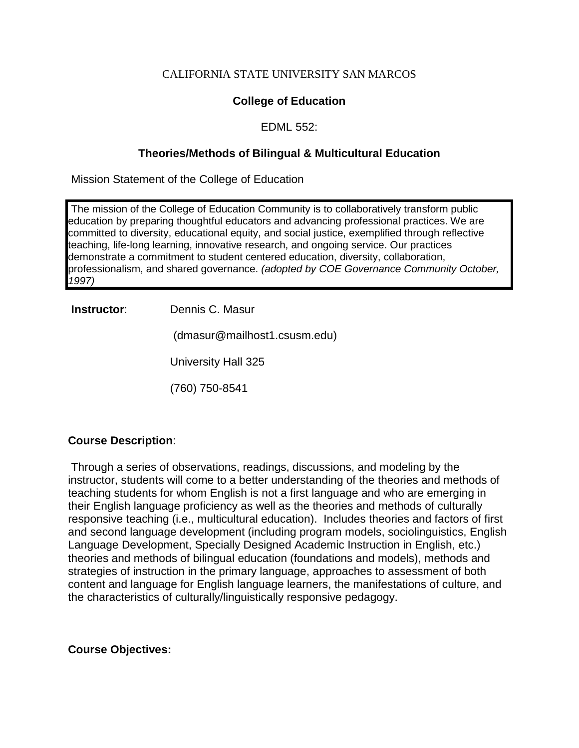CALIFORNIA STATE UNIVERSITY SAN MARCOS

**College of Education**

EDML 552:

**Theories/Methods of Bilingual & Multicultural Education**

Mission Statement of the College of Education

> The mission of the College of Education Community is to collaboratively transform public education by preparing thoughtful educators and advancing professional practices. We are committed to diversity, educational equity, and social justice, exemplified through reflective teaching, life-long learning, innovative research, and ongoing service. Our practices demonstrate a commitment to student centered education, diversity, collaboration, professionalism, and shared governance. *(adopted by COE Governance Community October, 1997)*

**Instructor**: Dennis C. Masur

(dmasur@mailhost1.csusm.edu)

University Hall 325

(760) 750-8541

**Course Description**:

Through a series of observations, readings, discussions, and modeling by the instructor, students will come to a better understanding of the theories and methods of teaching students for whom English is not a first language and who are emerging in their English language proficiency as well as the theories and methods of culturally responsive teaching (i.e., multicultural education). Includes theories and factors of first and second language development (including program models, sociolinguistics, English Language Development, Specially Designed Academic Instruction in English, etc.) theories and methods of bilingual education (foundations and models), methods and strategies of instruction in the primary language, approaches to assessment of both content and language for English language learners, the manifestations of culture, and the characteristics of culturally/linguistically responsive pedagogy.

**Course Objectives:**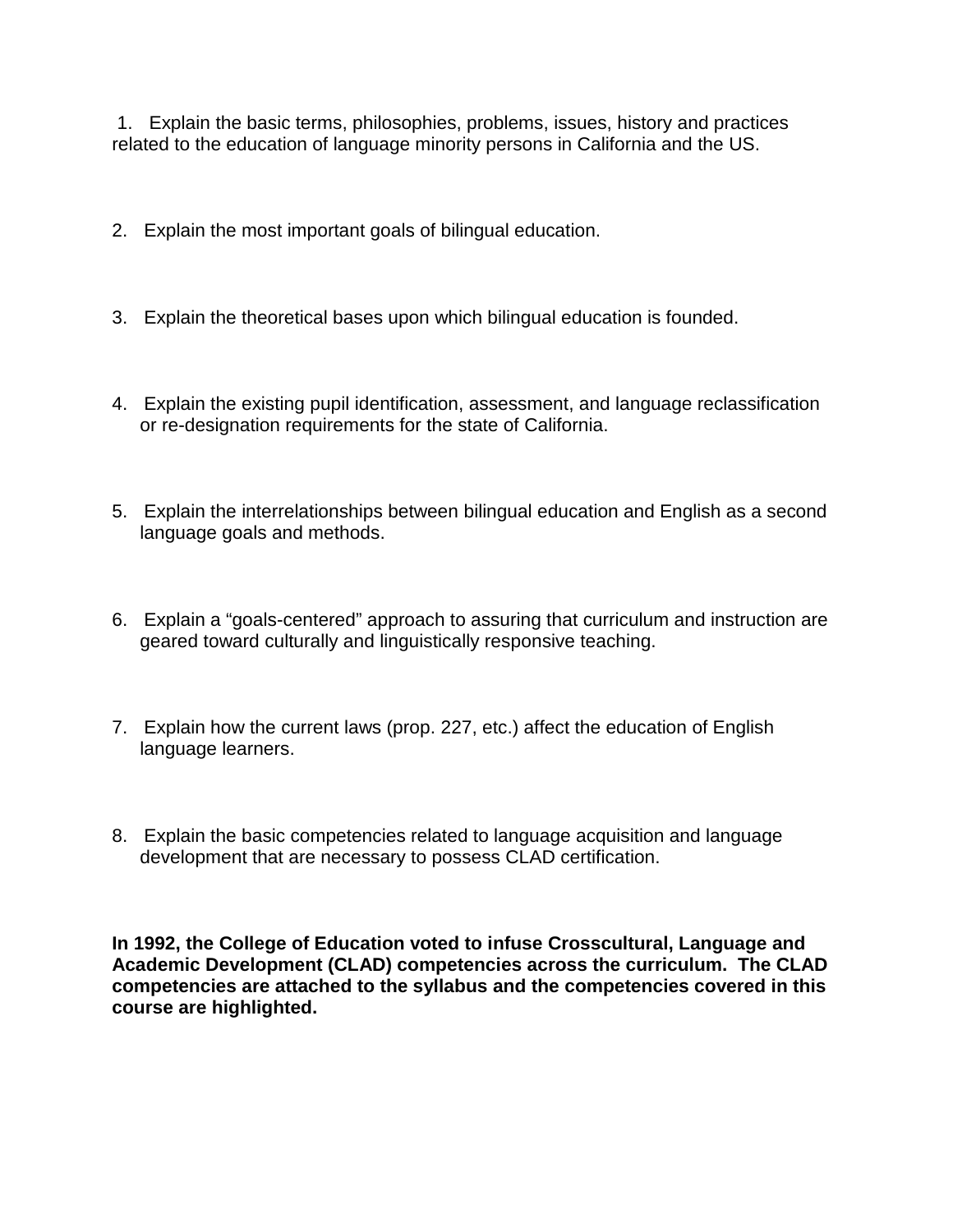1. Explain the basic terms, philosophies, problems, issues, history and practices related to the education of language minority persons in California and the US.

2. Explain the most important goals of bilingual education.

3. Explain the theoretical bases upon which bilingual education is founded.

4. Explain the existing pupil identification, assessment, and language reclassification or re-designation requirements for the state of California.

5. Explain the interrelationships between bilingual education and English as a second language goals and methods.

6. Explain a "goals-centered" approach to assuring that curriculum and instruction are geared toward culturally and linguistically responsive teaching.

7. Explain how the current laws (prop. 227, etc.) affect the education of English language learners.

8. Explain the basic competencies related to language acquisition and language development that are necessary to possess CLAD certification.

**In 1992, the College of Education voted to infuse Crosscultural, Language and Academic Development (CLAD) competencies across the curriculum. The CLAD competencies are attached to the syllabus and the competencies covered in this course are highlighted.**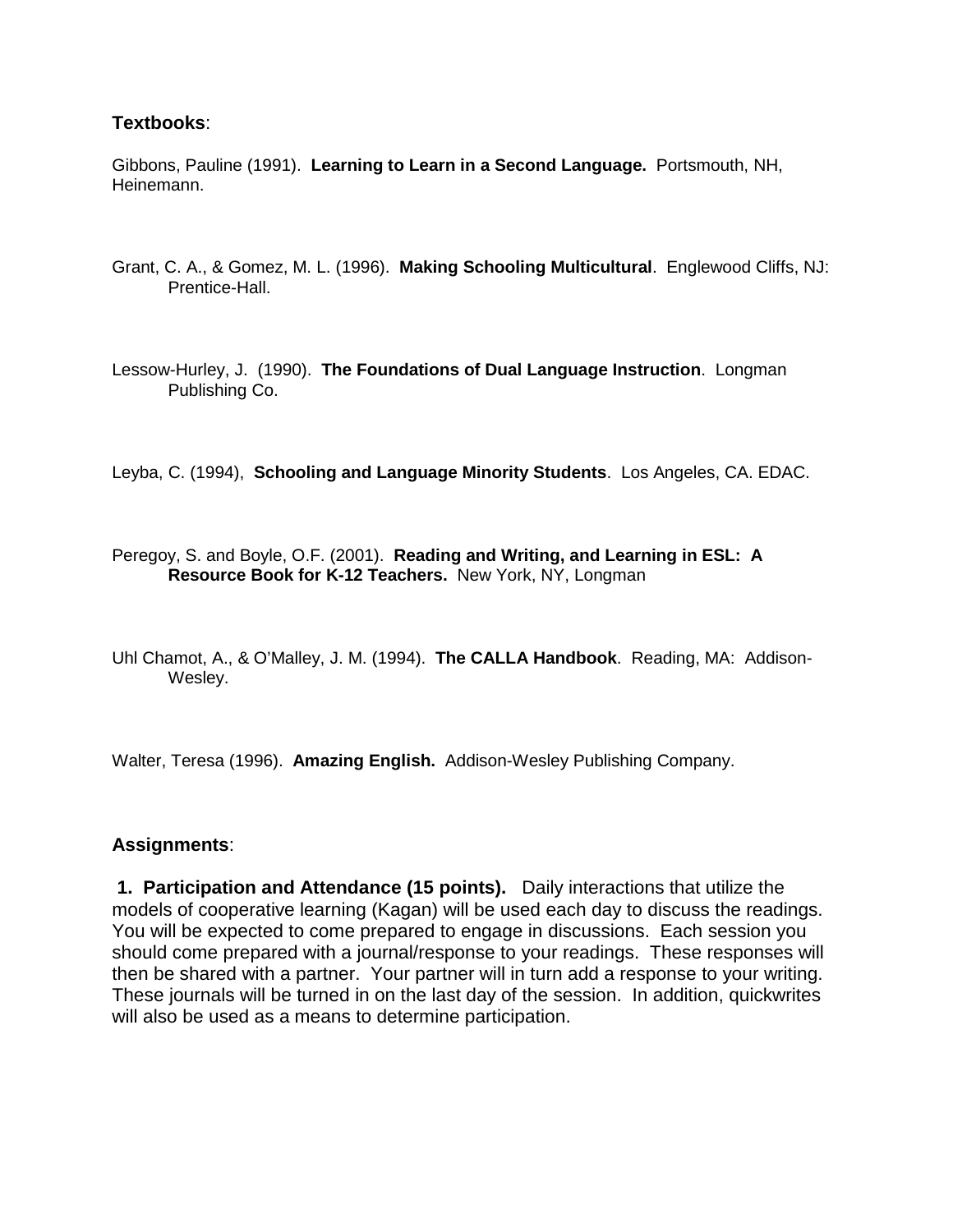**Textbooks**:

Gibbons, Pauline (1991). **Learning to Learn in a Second Language.** Portsmouth, NH, Heinemann.

Grant, C. A., & Gomez, M. L. (1996). **Making Schooling Multicultural**. Englewood Cliffs, NJ: Prentice-Hall.

Lessow-Hurley, J. (1990). **The Foundations of Dual Language Instruction**. Longman Publishing Co.

Leyba, C. (1994), **Schooling and Language Minority Students**. Los Angeles, CA. EDAC.

Peregoy, S. and Boyle, O.F. (2001). **Reading and Writing, and Learning in ESL: A Resource Book for K-12 Teachers.** New York, NY, Longman

Uhl Chamot, A., & O'Malley, J. M. (1994). **The CALLA Handbook**. Reading, MA: Addison-Wesley.

Walter, Teresa (1996). **Amazing English.** Addison-Wesley Publishing Company.

**Assignments**:

**1. Participation and Attendance (15 points).** Daily interactions that utilize the models of cooperative learning (Kagan) will be used each day to discuss the readings. You will be expected to come prepared to engage in discussions. Each session you should come prepared with a journal/response to your readings. These responses will then be shared with a partner. Your partner will in turn add a response to your writing. These journals will be turned in on the last day of the session. In addition, quickwrites will also be used as a means to determine participation.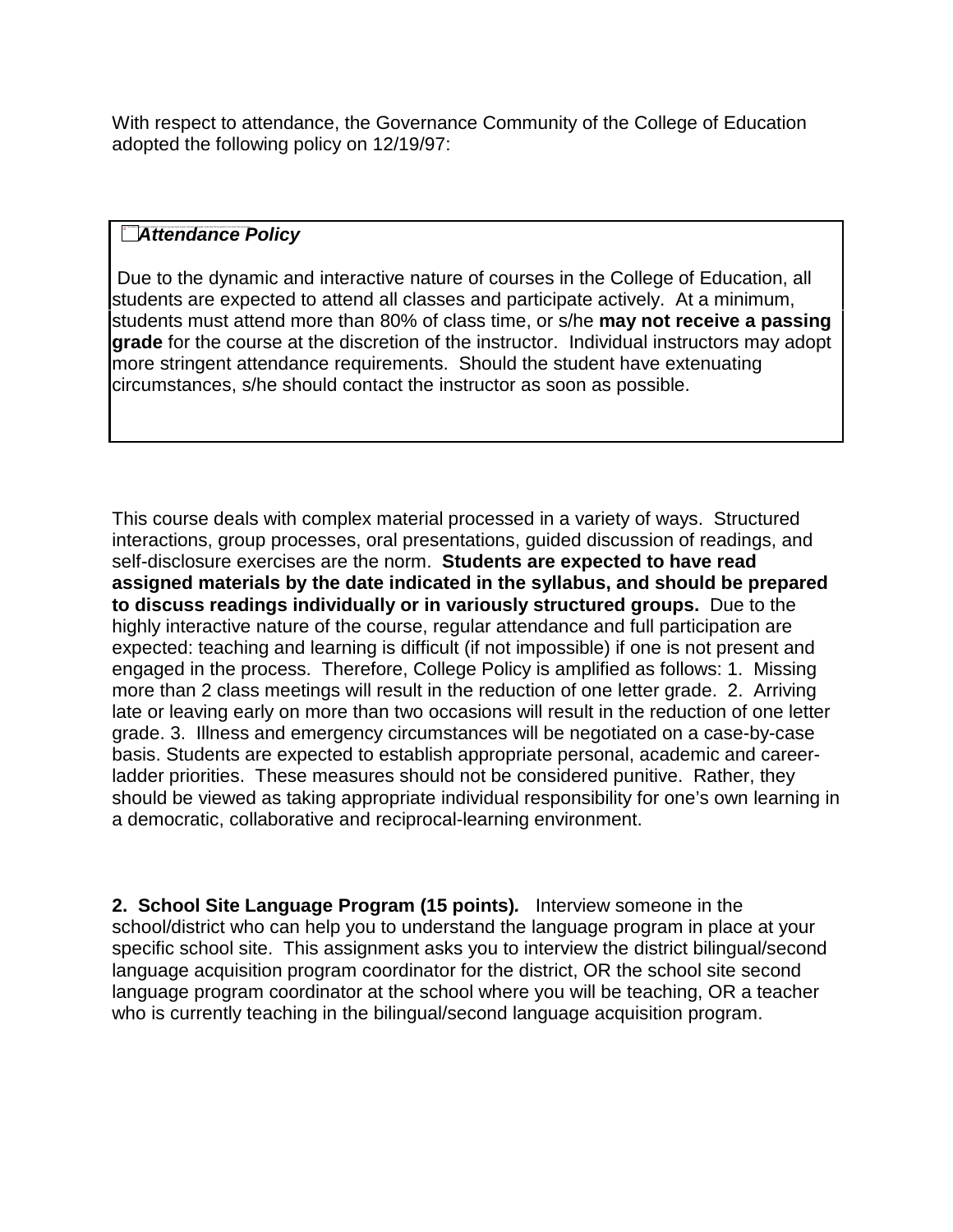With respect to attendance, the Governance Community of the College of Education adopted the following policy on 12/19/97:

> ***Attendance Policy***
>
> Due to the dynamic and interactive nature of courses in the College of Education, all students are expected to attend all classes and participate actively. At a minimum, students must attend more than 80% of class time, or s/he **may not receive a passing grade** for the course at the discretion of the instructor. Individual instructors may adopt more stringent attendance requirements. Should the student have extenuating circumstances, s/he should contact the instructor as soon as possible.

This course deals with complex material processed in a variety of ways. Structured interactions, group processes, oral presentations, guided discussion of readings, and self-disclosure exercises are the norm. **Students are expected to have read assigned materials by the date indicated in the syllabus, and should be prepared to discuss readings individually or in variously structured groups.** Due to the highly interactive nature of the course, regular attendance and full participation are expected: teaching and learning is difficult (if not impossible) if one is not present and engaged in the process. Therefore, College Policy is amplified as follows: 1. Missing more than 2 class meetings will result in the reduction of one letter grade. 2. Arriving late or leaving early on more than two occasions will result in the reduction of one letter grade. 3. Illness and emergency circumstances will be negotiated on a case-by-case basis. Students are expected to establish appropriate personal, academic and career-ladder priorities. These measures should not be considered punitive. Rather, they should be viewed as taking appropriate individual responsibility for one's own learning in a democratic, collaborative and reciprocal-learning environment.

**2. School Site Language Program (15 points).** Interview someone in the school/district who can help you to understand the language program in place at your specific school site. This assignment asks you to interview the district bilingual/second language acquisition program coordinator for the district, OR the school site second language program coordinator at the school where you will be teaching, OR a teacher who is currently teaching in the bilingual/second language acquisition program.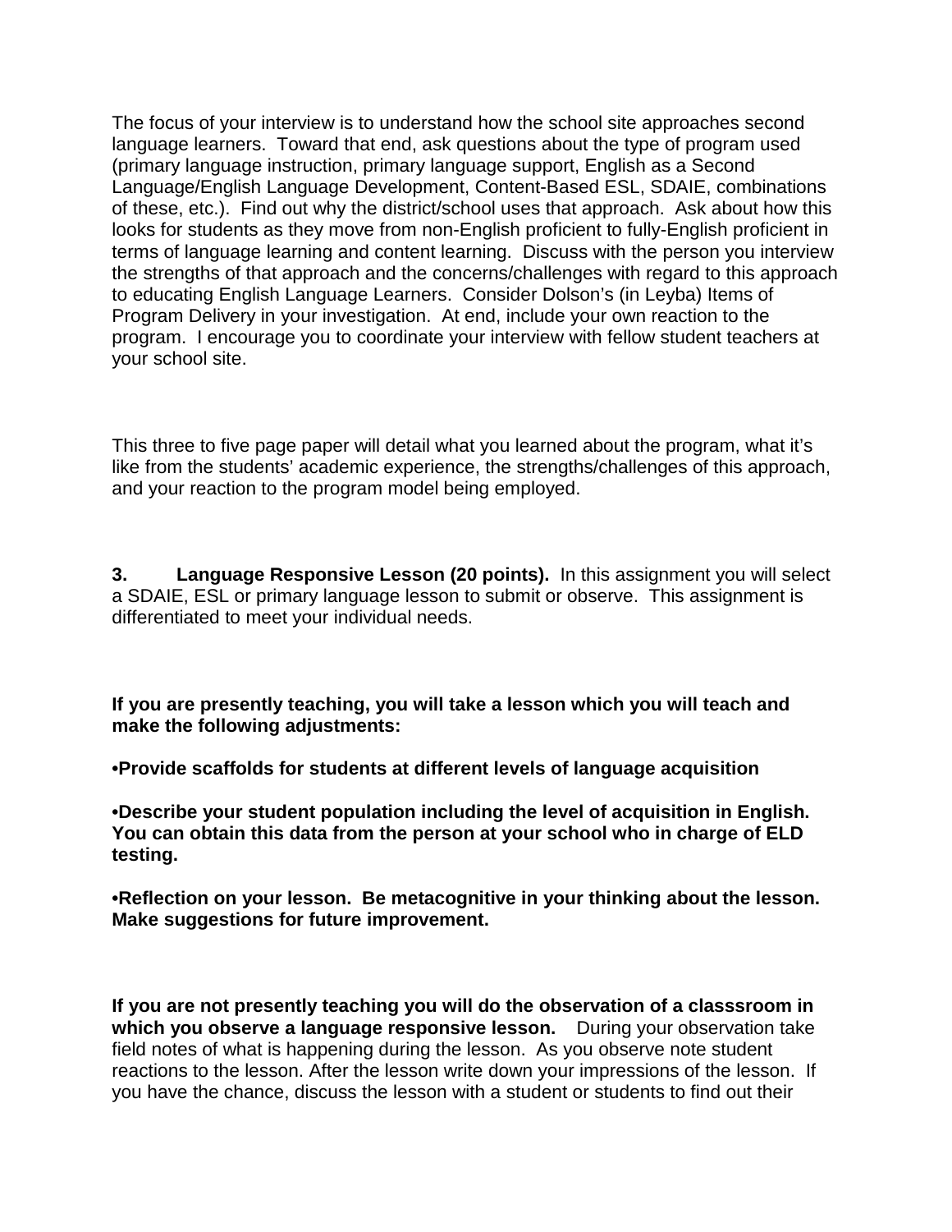The focus of your interview is to understand how the school site approaches second language learners. Toward that end, ask questions about the type of program used (primary language instruction, primary language support, English as a Second Language/English Language Development, Content-Based ESL, SDAIE, combinations of these, etc.). Find out why the district/school uses that approach. Ask about how this looks for students as they move from non-English proficient to fully-English proficient in terms of language learning and content learning. Discuss with the person you interview the strengths of that approach and the concerns/challenges with regard to this approach to educating English Language Learners. Consider Dolson's (in Leyba) Items of Program Delivery in your investigation. At end, include your own reaction to the program. I encourage you to coordinate your interview with fellow student teachers at your school site.

This three to five page paper will detail what you learned about the program, what it's like from the students' academic experience, the strengths/challenges of this approach, and your reaction to the program model being employed.

**3. Language Responsive Lesson (20 points).** In this assignment you will select a SDAIE, ESL or primary language lesson to submit or observe. This assignment is differentiated to meet your individual needs.

**If you are presently teaching, you will take a lesson which you will teach and make the following adjustments:**

**•Provide scaffolds for students at different levels of language acquisition**

**•Describe your student population including the level of acquisition in English. You can obtain this data from the person at your school who in charge of ELD testing.**

**•Reflection on your lesson. Be metacognitive in your thinking about the lesson. Make suggestions for future improvement.**

**If you are not presently teaching you will do the observation of a classsroom in which you observe a language responsive lesson.** During your observation take field notes of what is happening during the lesson. As you observe note student reactions to the lesson. After the lesson write down your impressions of the lesson. If you have the chance, discuss the lesson with a student or students to find out their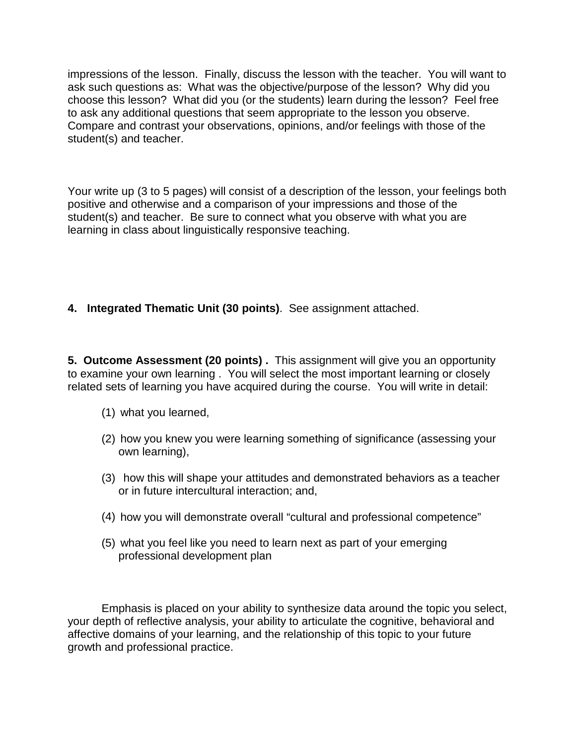impressions of the lesson. Finally, discuss the lesson with the teacher. You will want to ask such questions as: What was the objective/purpose of the lesson? Why did you choose this lesson? What did you (or the students) learn during the lesson? Feel free to ask any additional questions that seem appropriate to the lesson you observe. Compare and contrast your observations, opinions, and/or feelings with those of the student(s) and teacher.

Your write up (3 to 5 pages) will consist of a description of the lesson, your feelings both positive and otherwise and a comparison of your impressions and those of the student(s) and teacher. Be sure to connect what you observe with what you are learning in class about linguistically responsive teaching.

**4. Integrated Thematic Unit (30 points)**. See assignment attached.

**5. Outcome Assessment (20 points) .** This assignment will give you an opportunity to examine your own learning . You will select the most important learning or closely related sets of learning you have acquired during the course. You will write in detail:

(1) what you learned,

(2) how you knew you were learning something of significance (assessing your own learning),

(3) how this will shape your attitudes and demonstrated behaviors as a teacher or in future intercultural interaction; and,

(4) how you will demonstrate overall "cultural and professional competence"

(5) what you feel like you need to learn next as part of your emerging professional development plan

Emphasis is placed on your ability to synthesize data around the topic you select, your depth of reflective analysis, your ability to articulate the cognitive, behavioral and affective domains of your learning, and the relationship of this topic to your future growth and professional practice.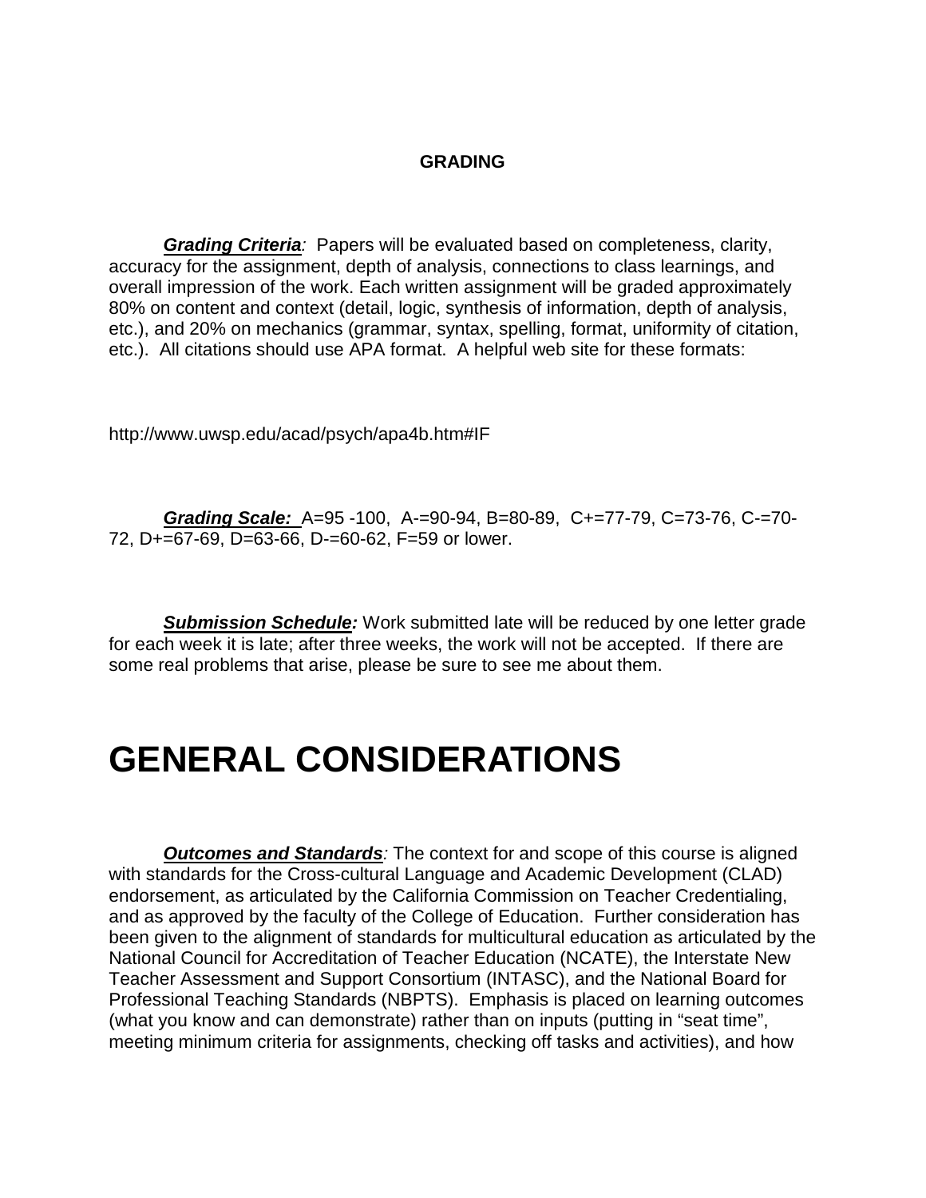### GRADING

***Grading Criteria**:* Papers will be evaluated based on completeness, clarity, accuracy for the assignment, depth of analysis, connections to class learnings, and overall impression of the work. Each written assignment will be graded approximately 80% on content and context (detail, logic, synthesis of information, depth of analysis, etc.), and 20% on mechanics (grammar, syntax, spelling, format, uniformity of citation, etc.). All citations should use APA format. A helpful web site for these formats:

http://www.uwsp.edu/acad/psych/apa4b.htm#IF

***Grading Scale:*** A=95 -100, A-=90-94, B=80-89, C+=77-79, C=73-76, C-=70-72, D+=67-69, D=63-66, D-=60-62, F=59 or lower.

***Submission Schedule:*** Work submitted late will be reduced by one letter grade for each week it is late; after three weeks, the work will not be accepted. If there are some real problems that arise, please be sure to see me about them.

# GENERAL CONSIDERATIONS

***Outcomes and Standards**:* The context for and scope of this course is aligned with standards for the Cross-cultural Language and Academic Development (CLAD) endorsement, as articulated by the California Commission on Teacher Credentialing, and as approved by the faculty of the College of Education. Further consideration has been given to the alignment of standards for multicultural education as articulated by the National Council for Accreditation of Teacher Education (NCATE), the Interstate New Teacher Assessment and Support Consortium (INTASC), and the National Board for Professional Teaching Standards (NBPTS). Emphasis is placed on learning outcomes (what you know and can demonstrate) rather than on inputs (putting in "seat time", meeting minimum criteria for assignments, checking off tasks and activities), and how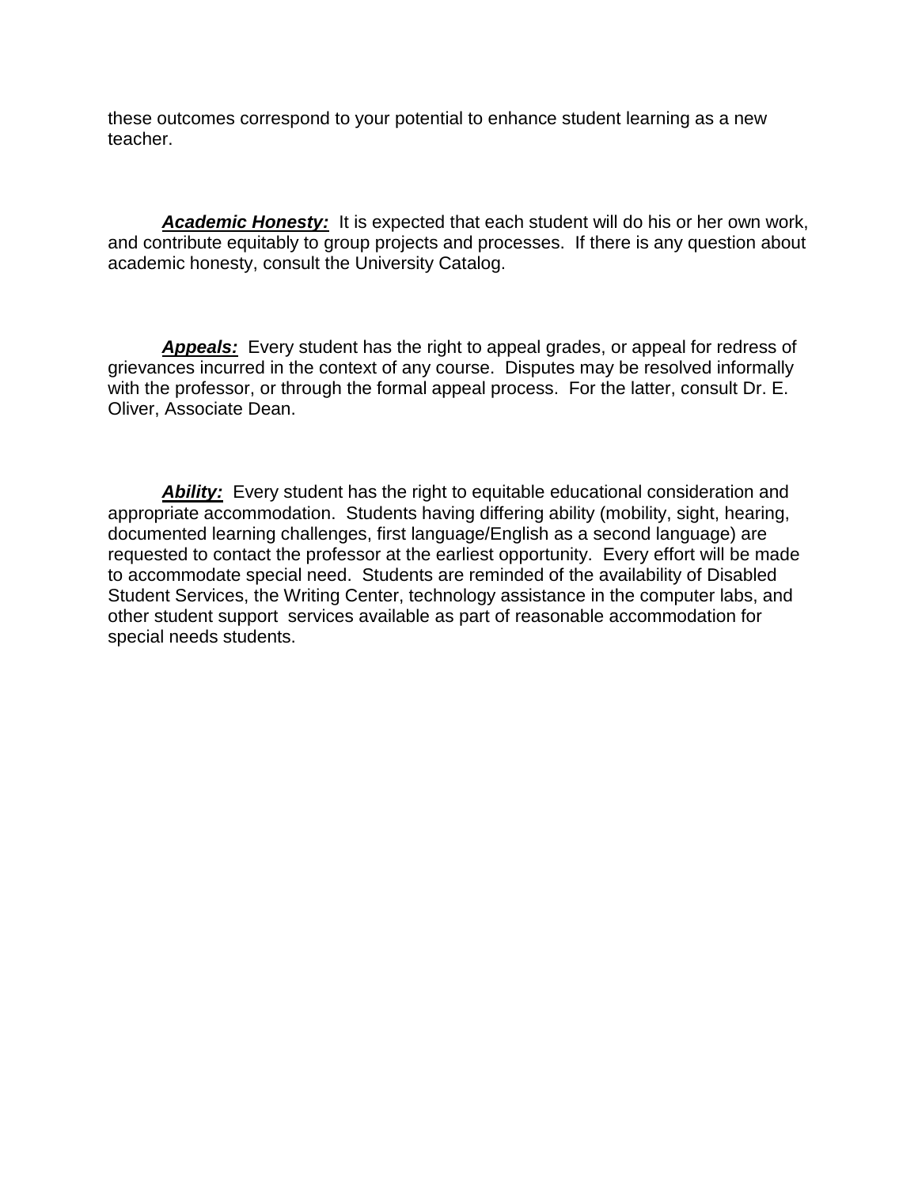these outcomes correspond to your potential to enhance student learning as a new teacher.

***Academic Honesty:*** It is expected that each student will do his or her own work, and contribute equitably to group projects and processes. If there is any question about academic honesty, consult the University Catalog.

***Appeals:*** Every student has the right to appeal grades, or appeal for redress of grievances incurred in the context of any course. Disputes may be resolved informally with the professor, or through the formal appeal process. For the latter, consult Dr. E. Oliver, Associate Dean.

***Ability:*** Every student has the right to equitable educational consideration and appropriate accommodation. Students having differing ability (mobility, sight, hearing, documented learning challenges, first language/English as a second language) are requested to contact the professor at the earliest opportunity. Every effort will be made to accommodate special need. Students are reminded of the availability of Disabled Student Services, the Writing Center, technology assistance in the computer labs, and other student support services available as part of reasonable accommodation for special needs students.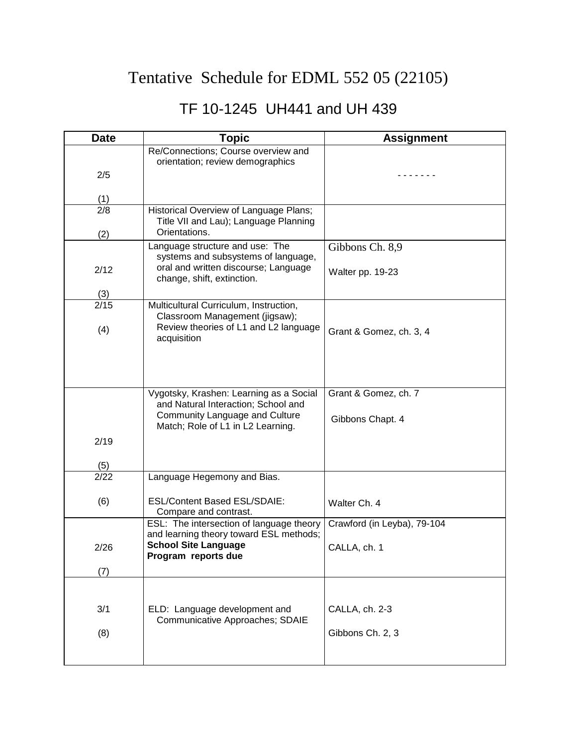# Tentative Schedule for EDML 552 05 (22105)

## TF 10-1245 UH441 and UH 439

| Date | Topic | Assignment |
|---|---|---|
| 2/5 (1) | Re/Connections; Course overview and orientation; review demographics | - - - - - - - |
| 2/8 (2) | Historical Overview of Language Plans; Title VII and Lau); Language Planning Orientations. | |
| 2/12 (3) | Language structure and use: The systems and subsystems of language, oral and written discourse; Language change, shift, extinction. | Gibbons Ch. 8,9<br>Walter pp. 19-23 |
| 2/15 (4) | Multicultural Curriculum, Instruction, Classroom Management (jigsaw); Review theories of L1 and L2 language acquisition | Grant & Gomez, ch. 3, 4 |
| 2/19 (5) | Vygotsky, Krashen: Learning as a Social and Natural Interaction; School and Community Language and Culture Match; Role of L1 in L2 Learning. | Grant & Gomez, ch. 7<br>Gibbons Chapt. 4 |
| 2/22 (6) | Language Hegemony and Bias.<br>ESL/Content Based ESL/SDAIE: Compare and contrast. | Walter Ch. 4 |
| 2/26 (7) | ESL: The intersection of language theory and learning theory toward ESL methods; **School Site Language Program reports due** | Crawford (in Leyba), 79-104<br>CALLA, ch. 1 |
| 3/1 (8) | ELD: Language development and Communicative Approaches; SDAIE | CALLA, ch. 2-3<br>Gibbons Ch. 2, 3 |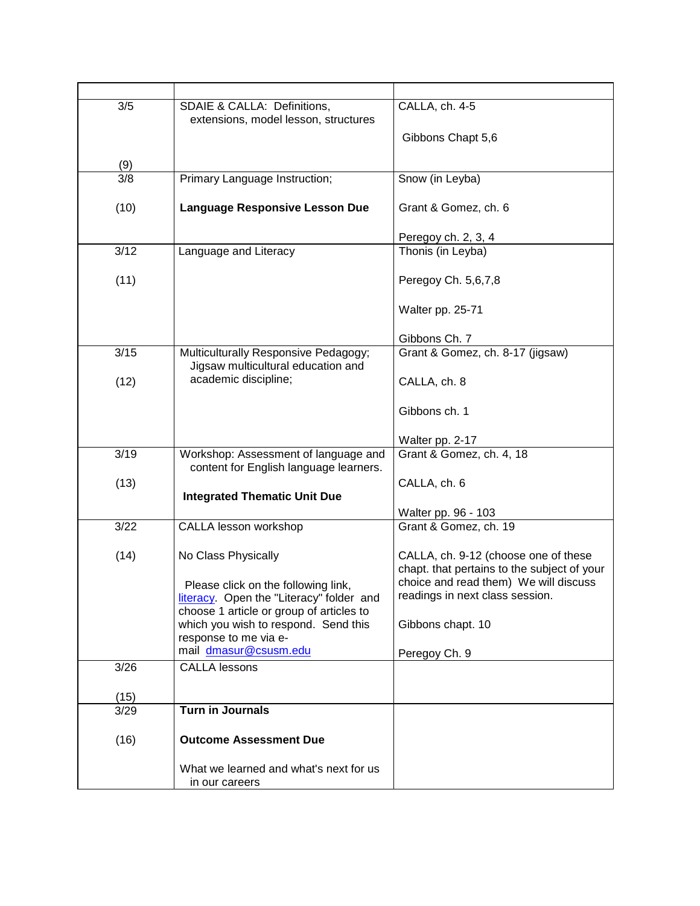| | | |
|---|---|---|
| 3/5<br><br>(9) | SDAIE & CALLA: Definitions, extensions, model lesson, structures | CALLA, ch. 4-5<br><br>Gibbons Chapt 5,6 |
| 3/8<br><br>(10) | Primary Language Instruction;<br><br>**Language Responsive Lesson Due** | Snow (in Leyba)<br><br>Grant & Gomez, ch. 6<br><br>Peregoy ch. 2, 3, 4 |
| 3/12<br><br>(11) | Language and Literacy | Thonis (in Leyba)<br><br>Peregoy Ch. 5,6,7,8<br><br>Walter pp. 25-71<br><br>Gibbons Ch. 7 |
| 3/15<br><br>(12) | Multiculturally Responsive Pedagogy; Jigsaw multicultural education and academic discipline; | Grant & Gomez, ch. 8-17 (jigsaw)<br><br>CALLA, ch. 8<br><br>Gibbons ch. 1<br><br>Walter pp. 2-17 |
| 3/19<br><br>(13) | Workshop: Assessment of language and content for English language learners.<br><br>**Integrated Thematic Unit Due** | Grant & Gomez, ch. 4, 18<br><br>CALLA, ch. 6<br><br>Walter pp. 96 - 103 |
| 3/22<br><br>(14) | CALLA lesson workshop<br><br>No Class Physically<br><br>Please click on the following link, literacy. Open the "Literacy" folder and choose 1 article or group of articles to which you wish to respond. Send this response to me via e-mail dmasur@csusm.edu | Grant & Gomez, ch. 19<br><br>CALLA, ch. 9-12 (choose one of these chapt. that pertains to the subject of your choice and read them) We will discuss readings in next class session.<br><br>Gibbons chapt. 10<br><br>Peregoy Ch. 9 |
| 3/26<br><br>(15) | CALLA lessons | |
| 3/29<br><br>(16) | **Turn in Journals**<br><br>**Outcome Assessment Due**<br><br>What we learned and what's next for us in our careers | |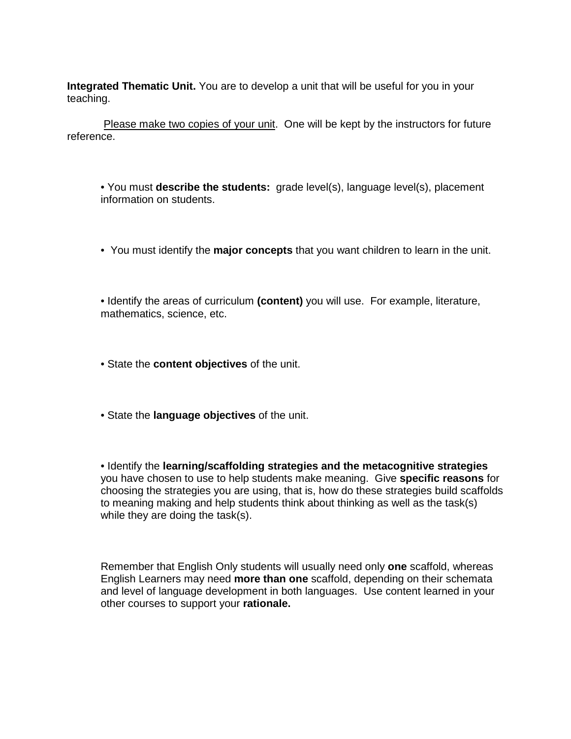**Integrated Thematic Unit.** You are to develop a unit that will be useful for you in your teaching.

Please make two copies of your unit. One will be kept by the instructors for future reference.

- You must **describe the students:** grade level(s), language level(s), placement information on students.

- You must identify the **major concepts** that you want children to learn in the unit.

- Identify the areas of curriculum **(content)** you will use. For example, literature, mathematics, science, etc.

- State the **content objectives** of the unit.

- State the **language objectives** of the unit.

- Identify the **learning/scaffolding strategies and the metacognitive strategies** you have chosen to use to help students make meaning. Give **specific reasons** for choosing the strategies you are using, that is, how do these strategies build scaffolds to meaning making and help students think about thinking as well as the task(s) while they are doing the task(s).

Remember that English Only students will usually need only **one** scaffold, whereas English Learners may need **more than one** scaffold, depending on their schemata and level of language development in both languages. Use content learned in your other courses to support your **rationale.**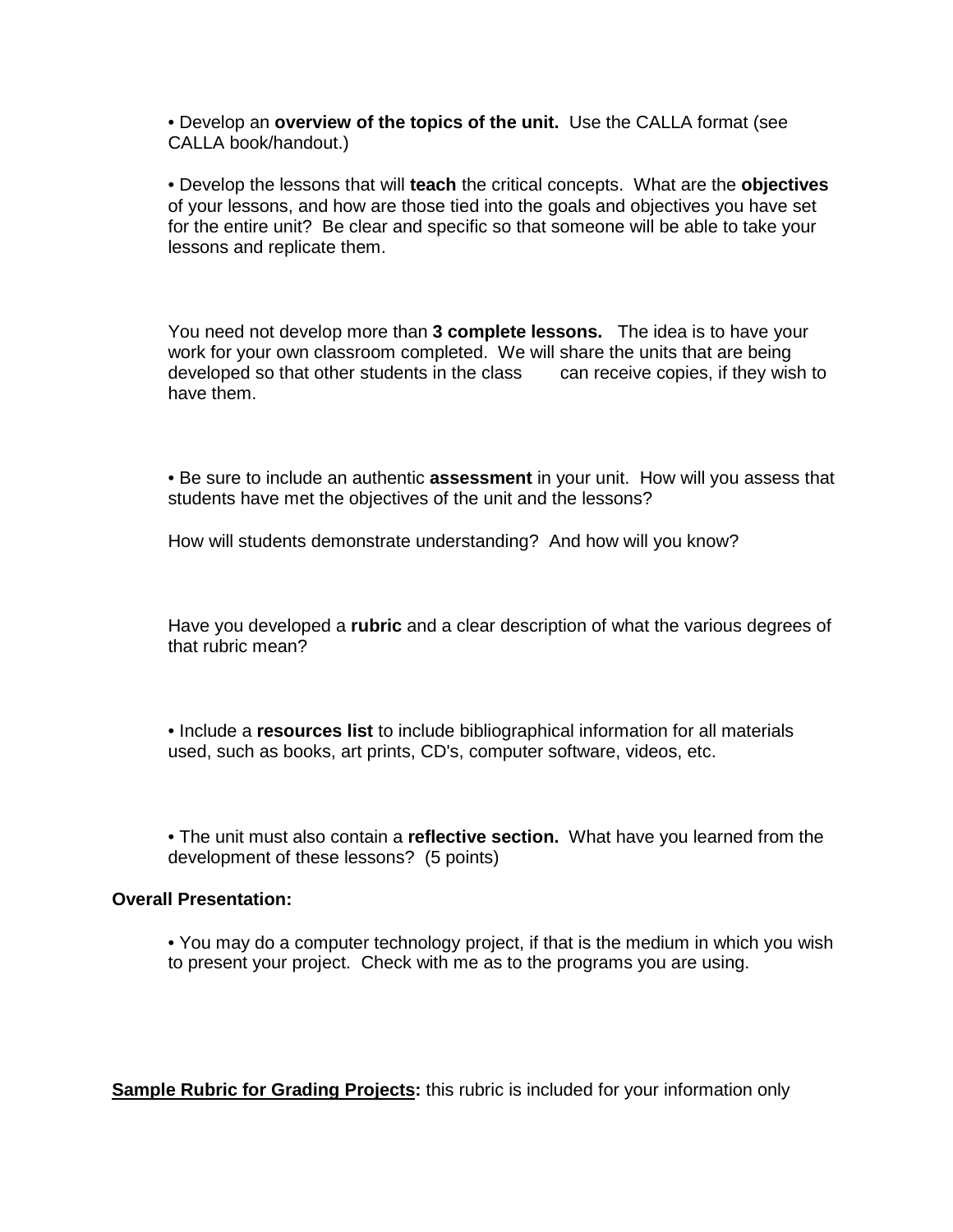• Develop an **overview of the topics of the unit.** Use the CALLA format (see CALLA book/handout.)

• Develop the lessons that will **teach** the critical concepts. What are the **objectives** of your lessons, and how are those tied into the goals and objectives you have set for the entire unit? Be clear and specific so that someone will be able to take your lessons and replicate them.

You need not develop more than **3 complete lessons.** The idea is to have your work for your own classroom completed. We will share the units that are being developed so that other students in the class can receive copies, if they wish to have them.

• Be sure to include an authentic **assessment** in your unit. How will you assess that students have met the objectives of the unit and the lessons?

How will students demonstrate understanding? And how will you know?

Have you developed a **rubric** and a clear description of what the various degrees of that rubric mean?

• Include a **resources list** to include bibliographical information for all materials used, such as books, art prints, CD's, computer software, videos, etc.

• The unit must also contain a **reflective section.** What have you learned from the development of these lessons? (5 points)

**Overall Presentation:**

• You may do a computer technology project, if that is the medium in which you wish to present your project. Check with me as to the programs you are using.

**Sample Rubric for Grading Projects:** this rubric is included for your information only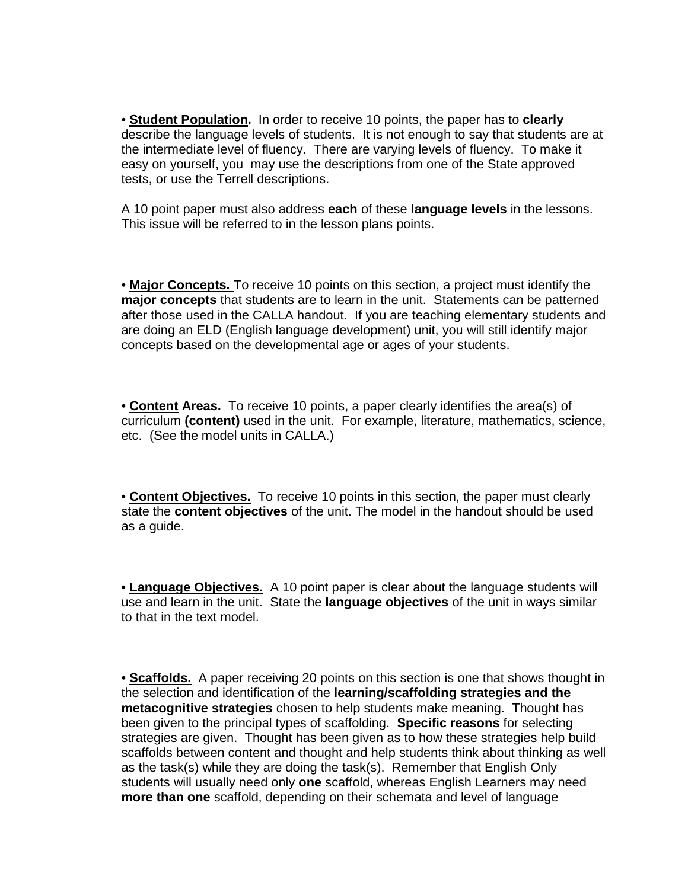• **Student Population.** In order to receive 10 points, the paper has to **clearly** describe the language levels of students. It is not enough to say that students are at the intermediate level of fluency. There are varying levels of fluency. To make it easy on yourself, you may use the descriptions from one of the State approved tests, or use the Terrell descriptions.

A 10 point paper must also address **each** of these **language levels** in the lessons. This issue will be referred to in the lesson plans points.

• **Major Concepts.** To receive 10 points on this section, a project must identify the **major concepts** that students are to learn in the unit. Statements can be patterned after those used in the CALLA handout. If you are teaching elementary students and are doing an ELD (English language development) unit, you will still identify major concepts based on the developmental age or ages of your students.

• **Content Areas.** To receive 10 points, a paper clearly identifies the area(s) of curriculum **(content)** used in the unit. For example, literature, mathematics, science, etc. (See the model units in CALLA.)

• **Content Objectives.** To receive 10 points in this section, the paper must clearly state the **content objectives** of the unit. The model in the handout should be used as a guide.

• **Language Objectives.** A 10 point paper is clear about the language students will use and learn in the unit. State the **language objectives** of the unit in ways similar to that in the text model.

• **Scaffolds.** A paper receiving 20 points on this section is one that shows thought in the selection and identification of the **learning/scaffolding strategies and the metacognitive strategies** chosen to help students make meaning. Thought has been given to the principal types of scaffolding. **Specific reasons** for selecting strategies are given. Thought has been given as to how these strategies help build scaffolds between content and thought and help students think about thinking as well as the task(s) while they are doing the task(s). Remember that English Only students will usually need only **one** scaffold, whereas English Learners may need **more than one** scaffold, depending on their schemata and level of language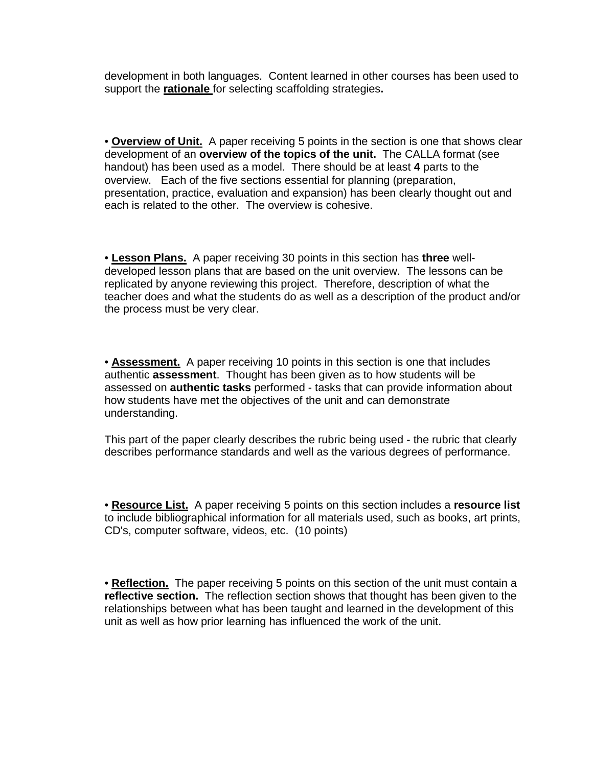development in both languages. Content learned in other courses has been used to support the **rationale** for selecting scaffolding strategies**.**

• **Overview of Unit.** A paper receiving 5 points in the section is one that shows clear development of an **overview of the topics of the unit.** The CALLA format (see handout) has been used as a model. There should be at least **4** parts to the overview. Each of the five sections essential for planning (preparation, presentation, practice, evaluation and expansion) has been clearly thought out and each is related to the other. The overview is cohesive.

• **Lesson Plans.** A paper receiving 30 points in this section has **three** well-developed lesson plans that are based on the unit overview. The lessons can be replicated by anyone reviewing this project. Therefore, description of what the teacher does and what the students do as well as a description of the product and/or the process must be very clear.

• **Assessment.** A paper receiving 10 points in this section is one that includes authentic **assessment**. Thought has been given as to how students will be assessed on **authentic tasks** performed - tasks that can provide information about how students have met the objectives of the unit and can demonstrate understanding.

This part of the paper clearly describes the rubric being used - the rubric that clearly describes performance standards and well as the various degrees of performance.

• **Resource List.** A paper receiving 5 points on this section includes a **resource list** to include bibliographical information for all materials used, such as books, art prints, CD's, computer software, videos, etc. (10 points)

• **Reflection.** The paper receiving 5 points on this section of the unit must contain a **reflective section.** The reflection section shows that thought has been given to the relationships between what has been taught and learned in the development of this unit as well as how prior learning has influenced the work of the unit.